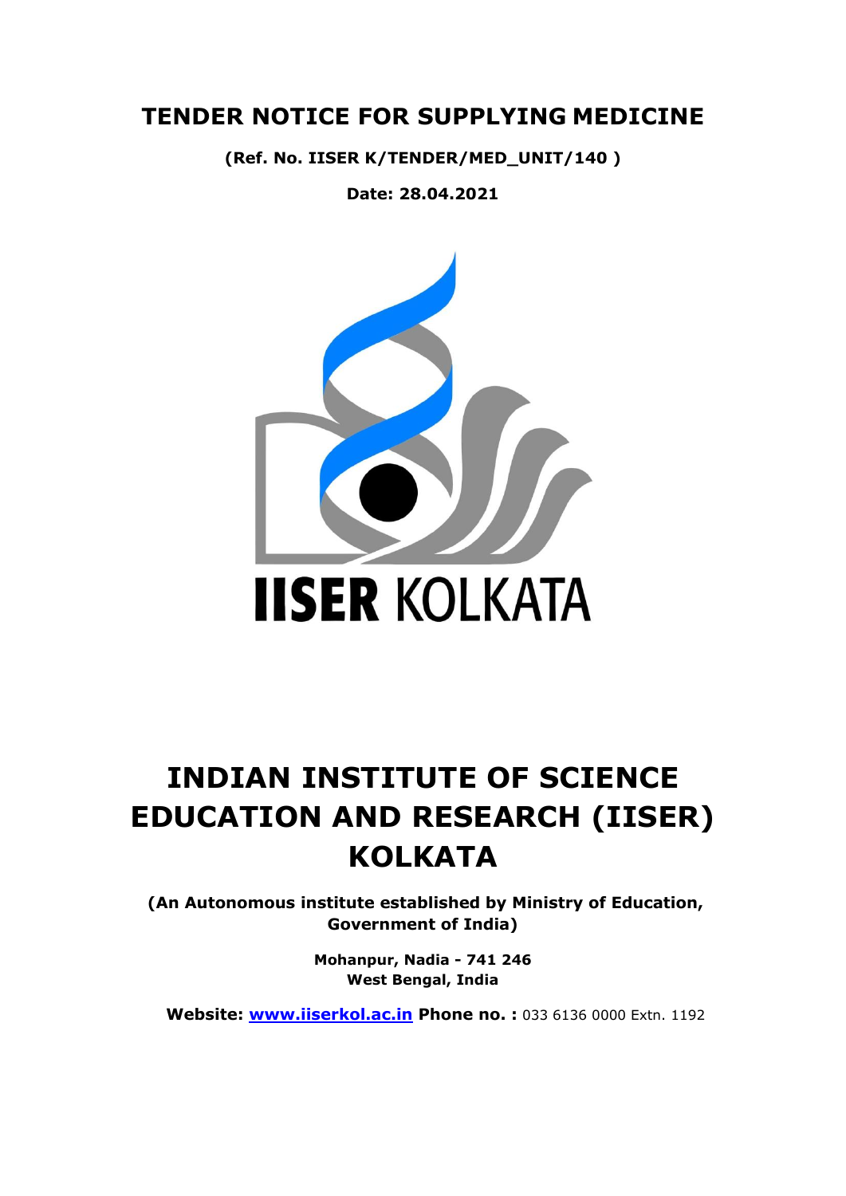# TENDER NOTICE FOR SUPPLYING MEDICINE

**(Ref. No. IISER K/TENDER/MED_UNIT/140 )**

**Date: 28.04.2021**

**IISER** KOLKATA

# INDIAN INSTITUTE OF SCIENCE EDUCATION AND RESEARCH (IISER) KOLKATA

**(An Autonomous institute established by Ministry of Education, Government of India)**

**Mohanpur, Nadia - 741 246**
**West Bengal, India**

**Website: [www.iiserkol.ac.in](http://www.iiserkol.ac.in) Phone no. :** 033 6136 0000 Extn. 1192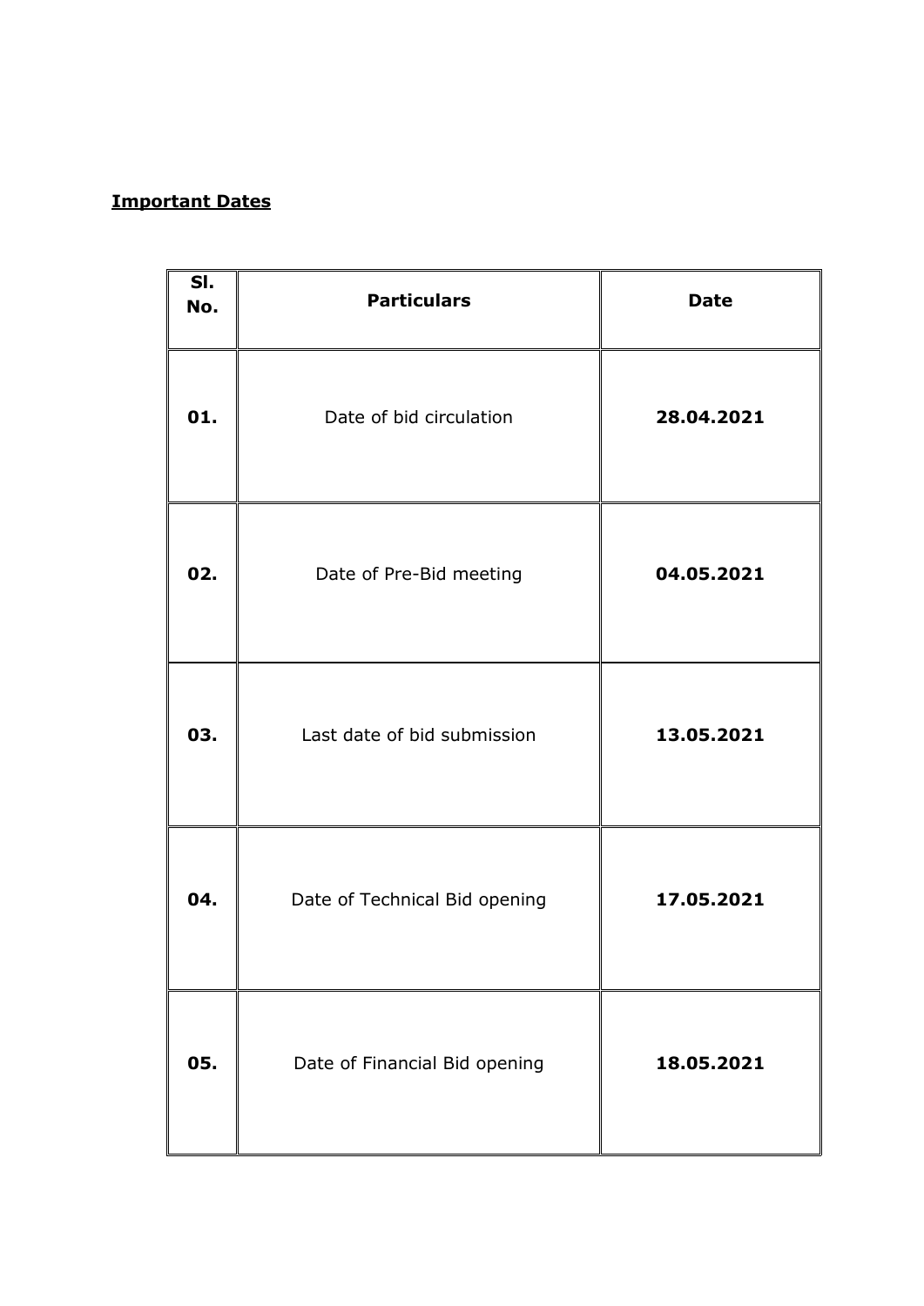**Important Dates**

| Sl. No. | Particulars | Date |
|---|---|---|
| **01.** | Date of bid circulation | **28.04.2021** |
| **02.** | Date of Pre-Bid meeting | **04.05.2021** |
| **03.** | Last date of bid submission | **13.05.2021** |
| **04.** | Date of Technical Bid opening | **17.05.2021** |
| **05.** | Date of Financial Bid opening | **18.05.2021** |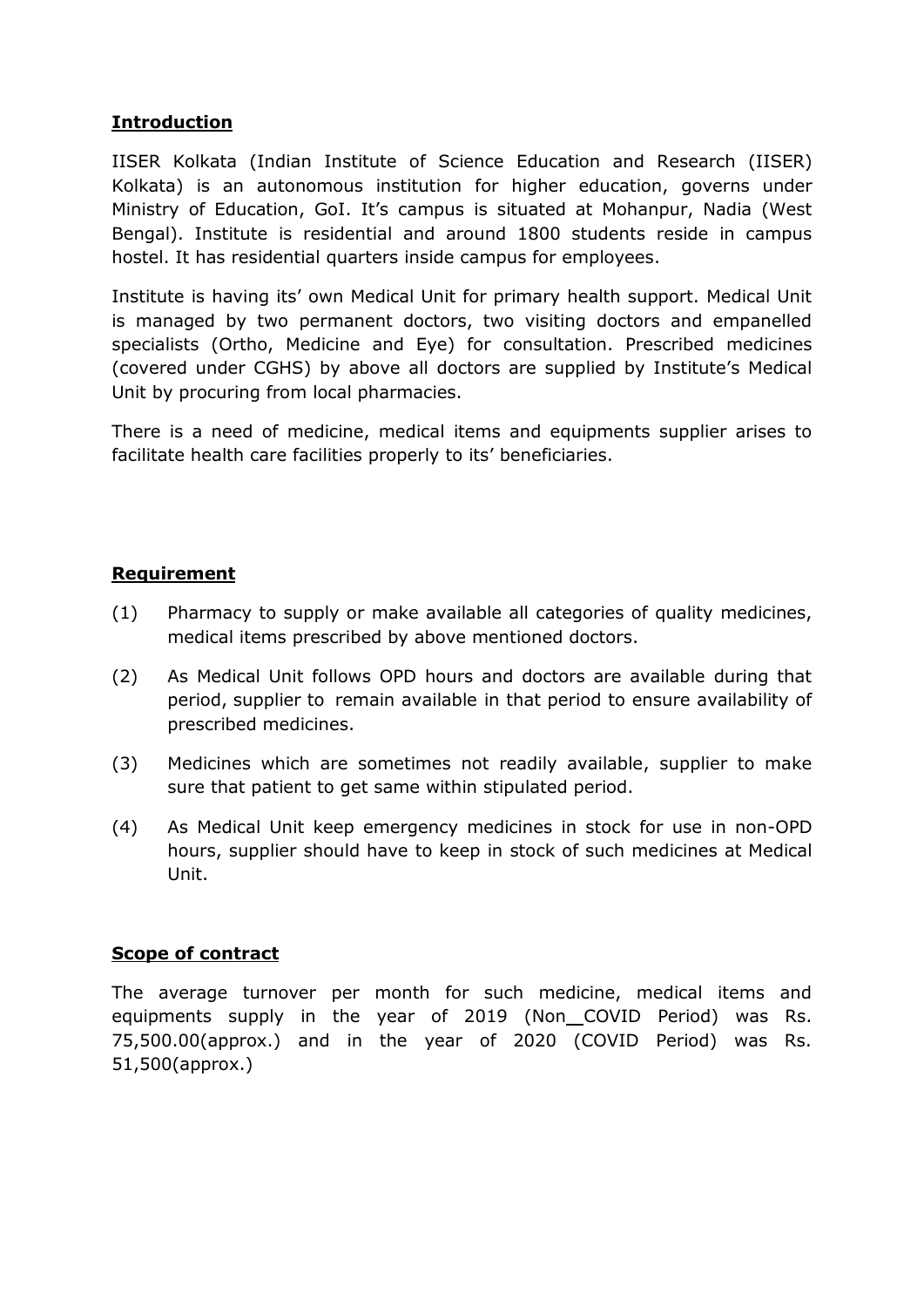**Introduction**

IISER Kolkata (Indian Institute of Science Education and Research (IISER) Kolkata) is an autonomous institution for higher education, governs under Ministry of Education, GoI. It's campus is situated at Mohanpur, Nadia (West Bengal). Institute is residential and around 1800 students reside in campus hostel. It has residential quarters inside campus for employees.

Institute is having its' own Medical Unit for primary health support. Medical Unit is managed by two permanent doctors, two visiting doctors and empanelled specialists (Ortho, Medicine and Eye) for consultation. Prescribed medicines (covered under CGHS) by above all doctors are supplied by Institute's Medical Unit by procuring from local pharmacies.

There is a need of medicine, medical items and equipments supplier arises to facilitate health care facilities properly to its' beneficiaries.

**Requirement**

(1) Pharmacy to supply or make available all categories of quality medicines, medical items prescribed by above mentioned doctors.

(2) As Medical Unit follows OPD hours and doctors are available during that period, supplier to remain available in that period to ensure availability of prescribed medicines.

(3) Medicines which are sometimes not readily available, supplier to make sure that patient to get same within stipulated period.

(4) As Medical Unit keep emergency medicines in stock for use in non-OPD hours, supplier should have to keep in stock of such medicines at Medical Unit.

**Scope of contract**

The average turnover per month for such medicine, medical items and equipments supply in the year of 2019 (Non__COVID Period) was Rs. 75,500.00(approx.) and in the year of 2020 (COVID Period) was Rs. 51,500(approx.)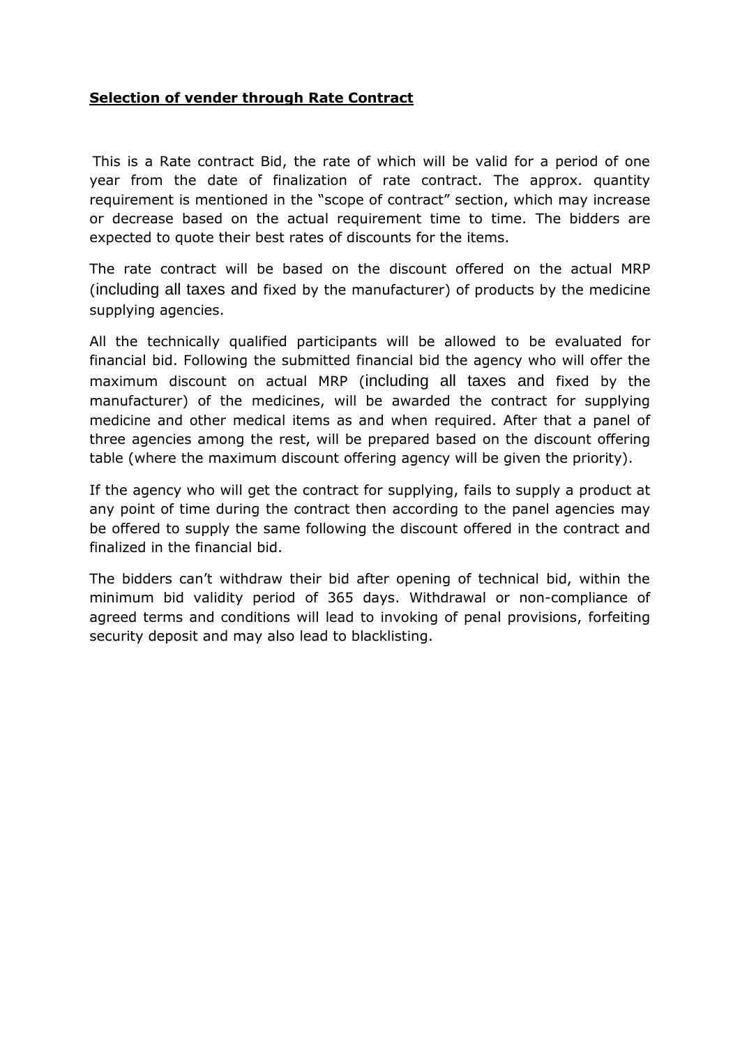**Selection of vender through Rate Contract**

This is a Rate contract Bid, the rate of which will be valid for a period of one year from the date of finalization of rate contract. The approx. quantity requirement is mentioned in the "scope of contract" section, which may increase or decrease based on the actual requirement time to time. The bidders are expected to quote their best rates of discounts for the items.

The rate contract will be based on the discount offered on the actual MRP (including all taxes and fixed by the manufacturer) of products by the medicine supplying agencies.

All the technically qualified participants will be allowed to be evaluated for financial bid. Following the submitted financial bid the agency who will offer the maximum discount on actual MRP (including all taxes and fixed by the manufacturer) of the medicines, will be awarded the contract for supplying medicine and other medical items as and when required. After that a panel of three agencies among the rest, will be prepared based on the discount offering table (where the maximum discount offering agency will be given the priority).

If the agency who will get the contract for supplying, fails to supply a product at any point of time during the contract then according to the panel agencies may be offered to supply the same following the discount offered in the contract and finalized in the financial bid.

The bidders can't withdraw their bid after opening of technical bid, within the minimum bid validity period of 365 days. Withdrawal or non-compliance of agreed terms and conditions will lead to invoking of penal provisions, forfeiting security deposit and may also lead to blacklisting.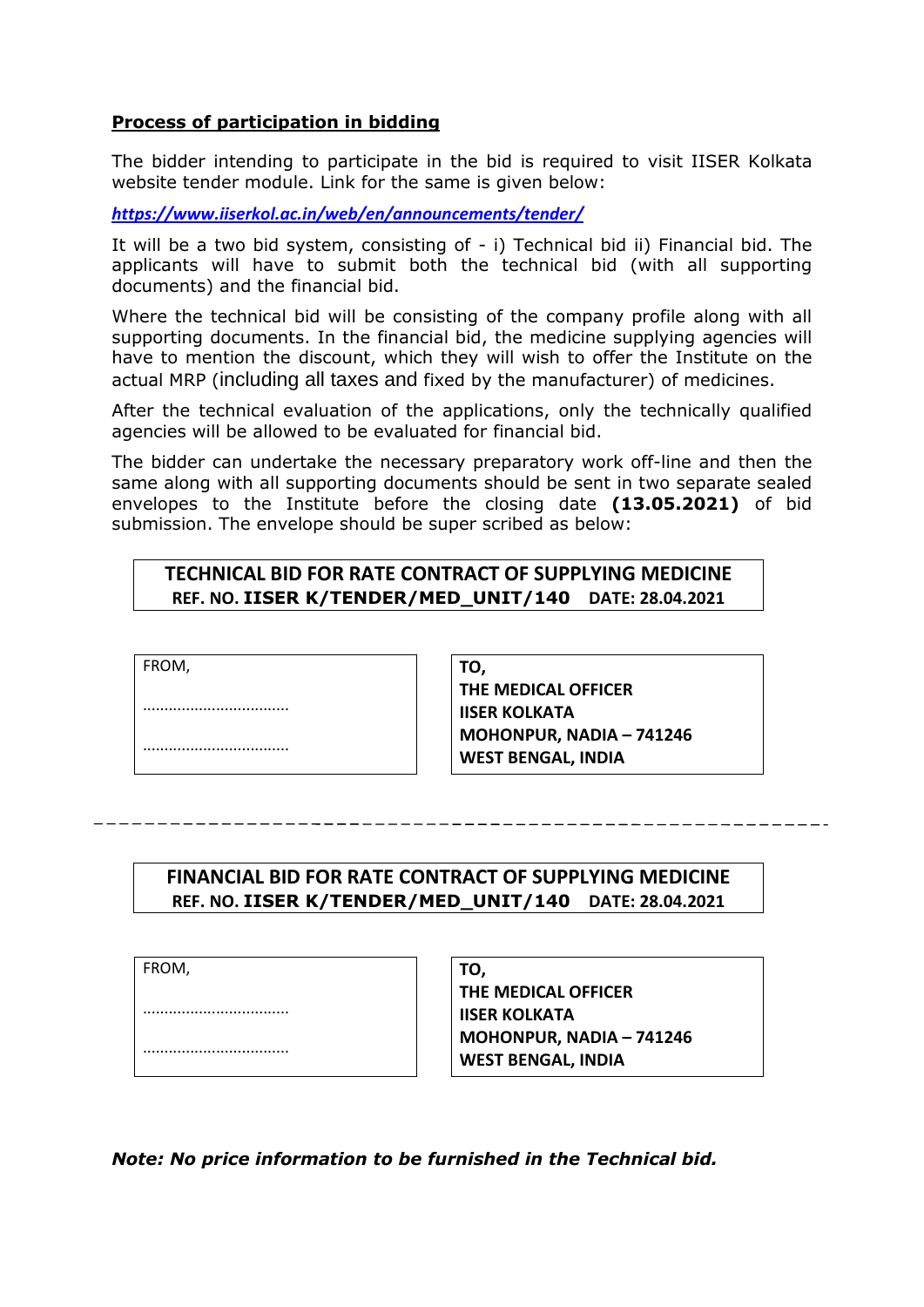**Process of participation in bidding**

The bidder intending to participate in the bid is required to visit IISER Kolkata website tender module. Link for the same is given below:

***https://www.iiserkol.ac.in/web/en/announcements/tender/***

It will be a two bid system, consisting of - i) Technical bid ii) Financial bid. The applicants will have to submit both the technical bid (with all supporting documents) and the financial bid.

Where the technical bid will be consisting of the company profile along with all supporting documents. In the financial bid, the medicine supplying agencies will have to mention the discount, which they will wish to offer the Institute on the actual MRP (including all taxes and fixed by the manufacturer) of medicines.

After the technical evaluation of the applications, only the technically qualified agencies will be allowed to be evaluated for financial bid.

The bidder can undertake the necessary preparatory work off-line and then the same along with all supporting documents should be sent in two separate sealed envelopes to the Institute before the closing date **(13.05.2021)** of bid submission. The envelope should be super scribed as below:

| **TECHNICAL BID FOR RATE CONTRACT OF SUPPLYING MEDICINE**<br>**REF. NO. IISER K/TENDER/MED_UNIT/140 DATE: 28.04.2021** |
|---|

| FROM,<br>……………………………<br>…………………………… | **TO,**<br>**THE MEDICAL OFFICER**<br>**IISER KOLKATA**<br>**MOHONPUR, NADIA – 741246**<br>**WEST BENGAL, INDIA** |
|---|---|

---

| **FINANCIAL BID FOR RATE CONTRACT OF SUPPLYING MEDICINE**<br>**REF. NO. IISER K/TENDER/MED_UNIT/140 DATE: 28.04.2021** |
|---|

| FROM,<br>……………………………<br>…………………………… | **TO,**<br>**THE MEDICAL OFFICER**<br>**IISER KOLKATA**<br>**MOHONPUR, NADIA – 741246**<br>**WEST BENGAL, INDIA** |
|---|---|

***Note: No price information to be furnished in the Technical bid.***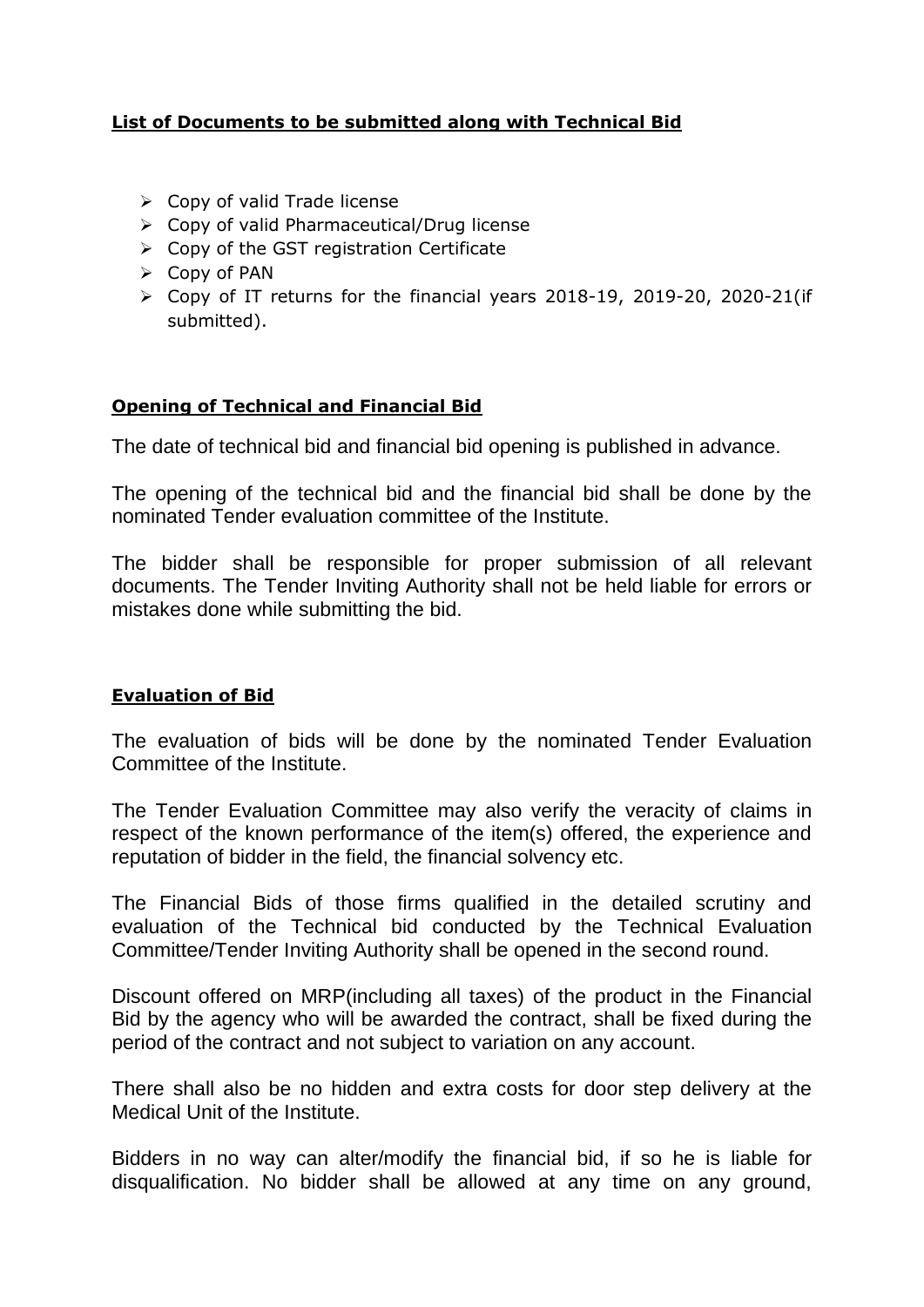**List of Documents to be submitted along with Technical Bid**

- Copy of valid Trade license
- Copy of valid Pharmaceutical/Drug license
- Copy of the GST registration Certificate
- Copy of PAN
- Copy of IT returns for the financial years 2018-19, 2019-20, 2020-21(if submitted).

**Opening of Technical and Financial Bid**

The date of technical bid and financial bid opening is published in advance.

The opening of the technical bid and the financial bid shall be done by the nominated Tender evaluation committee of the Institute.

The bidder shall be responsible for proper submission of all relevant documents. The Tender Inviting Authority shall not be held liable for errors or mistakes done while submitting the bid.

**Evaluation of Bid**

The evaluation of bids will be done by the nominated Tender Evaluation Committee of the Institute.

The Tender Evaluation Committee may also verify the veracity of claims in respect of the known performance of the item(s) offered, the experience and reputation of bidder in the field, the financial solvency etc.

The Financial Bids of those firms qualified in the detailed scrutiny and evaluation of the Technical bid conducted by the Technical Evaluation Committee/Tender Inviting Authority shall be opened in the second round.

Discount offered on MRP(including all taxes) of the product in the Financial Bid by the agency who will be awarded the contract, shall be fixed during the period of the contract and not subject to variation on any account.

There shall also be no hidden and extra costs for door step delivery at the Medical Unit of the Institute.

Bidders in no way can alter/modify the financial bid, if so he is liable for disqualification. No bidder shall be allowed at any time on any ground,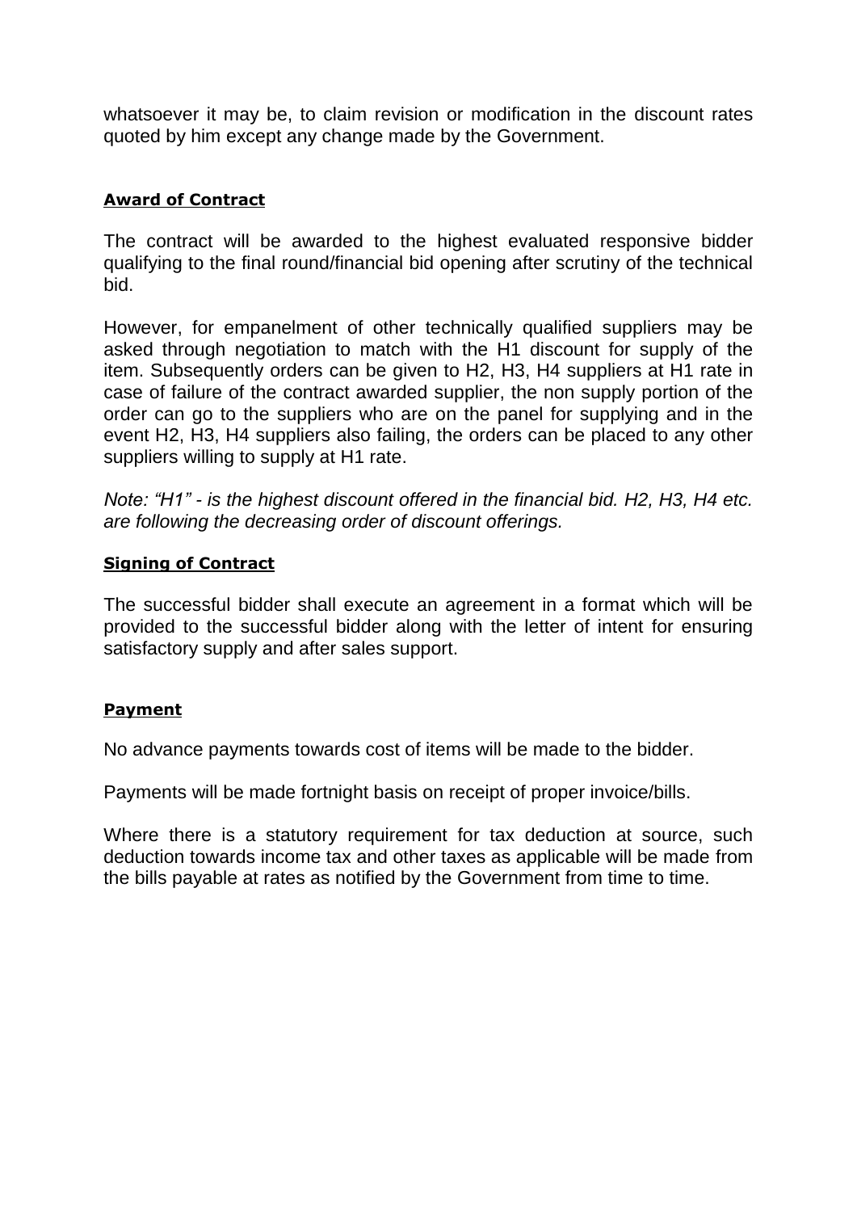whatsoever it may be, to claim revision or modification in the discount rates quoted by him except any change made by the Government.

**Award of Contract**

The contract will be awarded to the highest evaluated responsive bidder qualifying to the final round/financial bid opening after scrutiny of the technical bid.

However, for empanelment of other technically qualified suppliers may be asked through negotiation to match with the H1 discount for supply of the item. Subsequently orders can be given to H2, H3, H4 suppliers at H1 rate in case of failure of the contract awarded supplier, the non supply portion of the order can go to the suppliers who are on the panel for supplying and in the event H2, H3, H4 suppliers also failing, the orders can be placed to any other suppliers willing to supply at H1 rate.

*Note: "H1" - is the highest discount offered in the financial bid. H2, H3, H4 etc. are following the decreasing order of discount offerings.*

**Signing of Contract**

The successful bidder shall execute an agreement in a format which will be provided to the successful bidder along with the letter of intent for ensuring satisfactory supply and after sales support.

**Payment**

No advance payments towards cost of items will be made to the bidder.

Payments will be made fortnight basis on receipt of proper invoice/bills.

Where there is a statutory requirement for tax deduction at source, such deduction towards income tax and other taxes as applicable will be made from the bills payable at rates as notified by the Government from time to time.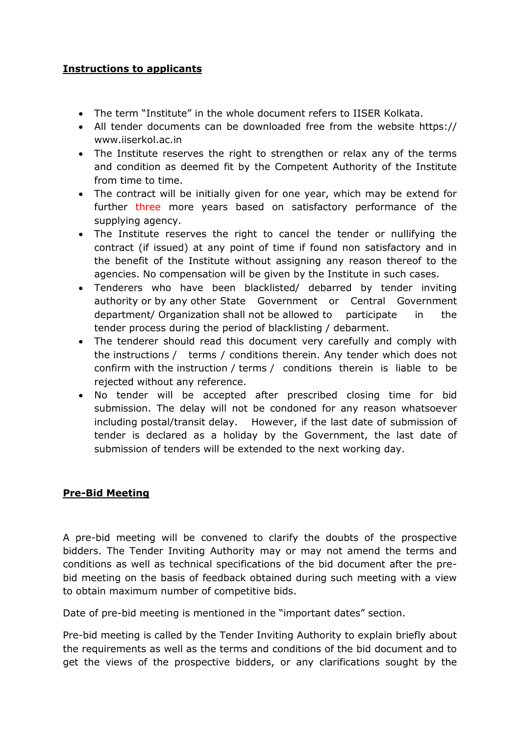**Instructions to applicants**

- The term "Institute" in the whole document refers to IISER Kolkata.
- All tender documents can be downloaded free from the website https:// www.iiserkol.ac.in
- The Institute reserves the right to strengthen or relax any of the terms and condition as deemed fit by the Competent Authority of the Institute from time to time.
- The contract will be initially given for one year, which may be extend for further three more years based on satisfactory performance of the supplying agency.
- The Institute reserves the right to cancel the tender or nullifying the contract (if issued) at any point of time if found non satisfactory and in the benefit of the Institute without assigning any reason thereof to the agencies. No compensation will be given by the Institute in such cases.
- Tenderers who have been blacklisted/ debarred by tender inviting authority or by any other State Government or Central Government department/ Organization shall not be allowed to participate in the tender process during the period of blacklisting / debarment.
- The tenderer should read this document very carefully and comply with the instructions / terms / conditions therein. Any tender which does not confirm with the instruction / terms / conditions therein is liable to be rejected without any reference.
- No tender will be accepted after prescribed closing time for bid submission. The delay will not be condoned for any reason whatsoever including postal/transit delay. However, if the last date of submission of tender is declared as a holiday by the Government, the last date of submission of tenders will be extended to the next working day.

**Pre-Bid Meeting**

A pre-bid meeting will be convened to clarify the doubts of the prospective bidders. The Tender Inviting Authority may or may not amend the terms and conditions as well as technical specifications of the bid document after the pre-bid meeting on the basis of feedback obtained during such meeting with a view to obtain maximum number of competitive bids.

Date of pre-bid meeting is mentioned in the "important dates" section.

Pre-bid meeting is called by the Tender Inviting Authority to explain briefly about the requirements as well as the terms and conditions of the bid document and to get the views of the prospective bidders, or any clarifications sought by the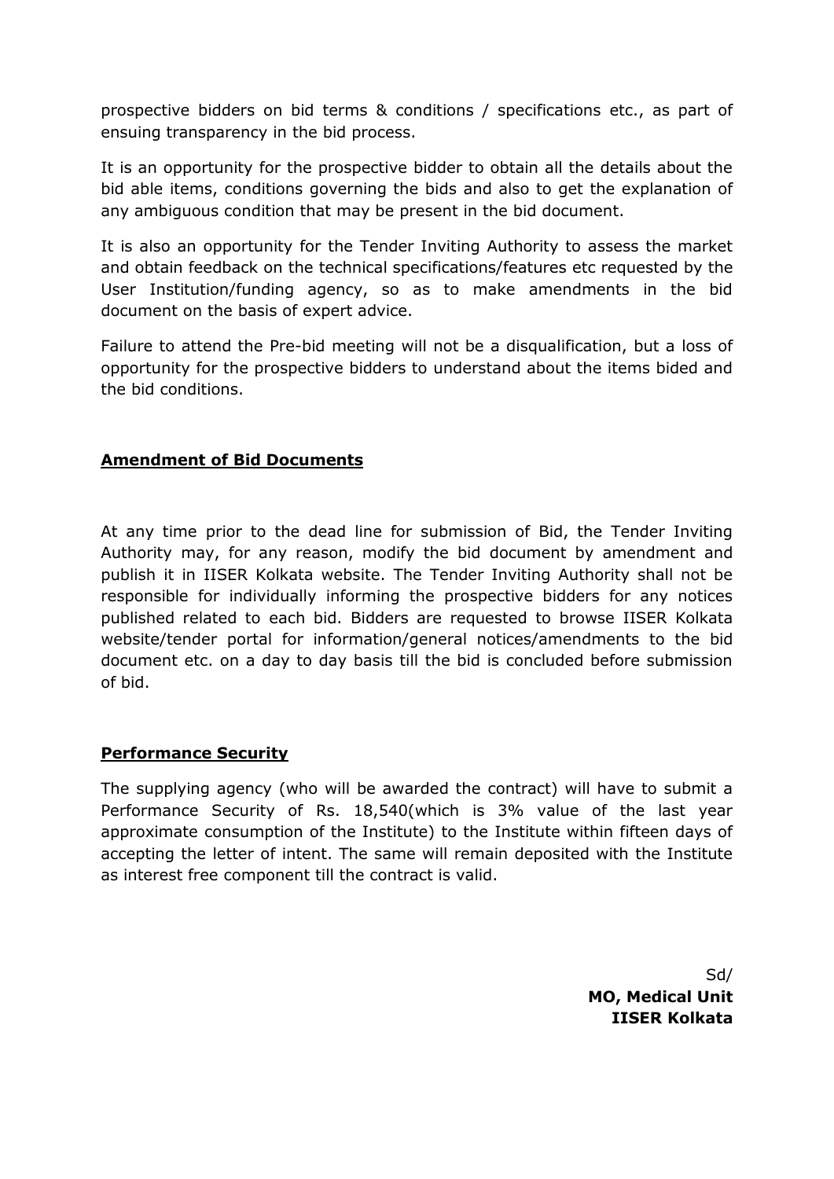prospective bidders on bid terms & conditions / specifications etc., as part of ensuing transparency in the bid process.

It is an opportunity for the prospective bidder to obtain all the details about the bid able items, conditions governing the bids and also to get the explanation of any ambiguous condition that may be present in the bid document.

It is also an opportunity for the Tender Inviting Authority to assess the market and obtain feedback on the technical specifications/features etc requested by the User Institution/funding agency, so as to make amendments in the bid document on the basis of expert advice.

Failure to attend the Pre-bid meeting will not be a disqualification, but a loss of opportunity for the prospective bidders to understand about the items bided and the bid conditions.

## Amendment of Bid Documents

At any time prior to the dead line for submission of Bid, the Tender Inviting Authority may, for any reason, modify the bid document by amendment and publish it in IISER Kolkata website. The Tender Inviting Authority shall not be responsible for individually informing the prospective bidders for any notices published related to each bid. Bidders are requested to browse IISER Kolkata website/tender portal for information/general notices/amendments to the bid document etc. on a day to day basis till the bid is concluded before submission of bid.

## Performance Security

The supplying agency (who will be awarded the contract) will have to submit a Performance Security of Rs. 18,540(which is 3% value of the last year approximate consumption of the Institute) to the Institute within fifteen days of accepting the letter of intent. The same will remain deposited with the Institute as interest free component till the contract is valid.

Sd/
**MO, Medical Unit**
**IISER Kolkata**